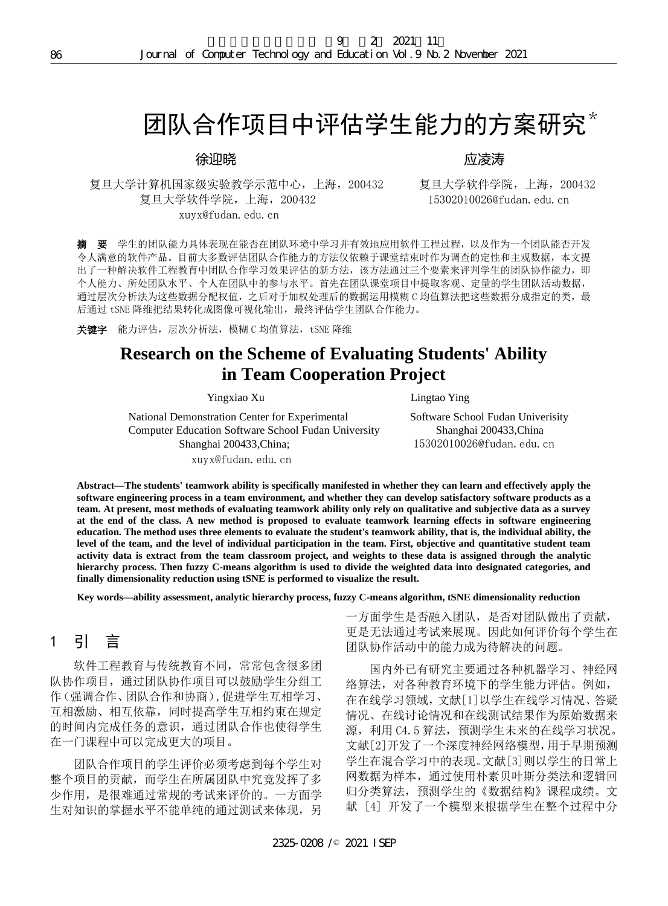# 团队合作项目中评估学生能力的方案研究*

徐迎晓

复旦大学计算机国家级实验教学示范中心，上海，200432
复旦大学软件学院，上海，200432
xuyx@fudan.edu.cn

应凌涛

复旦大学软件学院，上海，200432
15302010026@fudan.edu.cn

**摘　要**　学生的团队能力具体表现在能否在团队环境中学习并有效地应用软件工程过程，以及作为一个团队能否开发令人满意的软件产品。目前大多数评估团队合作能力的方法仅依赖于课堂结束时作为调查的定性和主观数据，本文提出了一种解决软件工程教育中团队合作学习效果评估的新方法，该方法通过三个要素来评判学生的团队协作能力，即个人能力、所处团队水平、个人在团队中的参与水平。首先在团队课堂项目中提取客观、定量的学生团队活动数据，通过层次分析法为这些数据分配权值，之后对于加权处理后的数据运用模糊 C 均值算法把这些数据分成指定的类，最后通过 tSNE 降维把结果转化成图像可视化输出，最终评估学生团队合作能力。

**关键字**　能力评估，层次分析法，模糊 C 均值算法，tSNE 降维

# Research on the Scheme of Evaluating Students' Ability in Team Cooperation Project

Yingxiao Xu

National Demonstration Center for Experimental Computer Education Software School Fudan University
Shanghai 200433,China;
xuyx@fudan.edu.cn

Lingtao Ying

Software School Fudan Univerisity
Shanghai 200433,China
15302010026@fudan.edu.cn

**Abstract—The students' teamwork ability is specifically manifested in whether they can learn and effectively apply the software engineering process in a team environment, and whether they can develop satisfactory software products as a team. At present, most methods of evaluating teamwork ability only rely on qualitative and subjective data as a survey at the end of the class. A new method is proposed to evaluate teamwork learning effects in software engineering education. The method uses three elements to evaluate the student's teamwork ability, that is, the individual ability, the level of the team, and the level of individual participation in the team. First, objective and quantitative student team activity data is extract from the team classroom project, and weights to these data is assigned through the analytic hierarchy process. Then fuzzy C-means algorithm is used to divide the weighted data into designated categories, and finally dimensionality reduction using tSNE is performed to visualize the result.**

**Key words—ability assessment, analytic hierarchy process, fuzzy C-means algorithm, tSNE dimensionality reduction**

## 1　引　言

软件工程教育与传统教育不同，常常包含很多团队协作项目，通过团队协作项目可以鼓励学生分组工作（强调合作、团队合作和协商），促进学生互相学习、互相激励、相互依靠，同时提高学生互相约束在规定的时间内完成任务的意识，通过团队合作也使得学生在一门课程中可以完成更大的项目。

团队合作项目的学生评价必须考虑到每个学生对整个项目的贡献，而学生在所属团队中究竟发挥了多少作用，是很难通过常规的考试来评价的。一方面学生对知识的掌握水平不能单纯的通过测试来体现，另一方面学生是否融入团队，是否对团队做出了贡献，更是无法通过考试来展现。因此如何评价每个学生在团队协作活动中的能力成为待解决的问题。

国内外已有研究主要通过各种机器学习、神经网络算法，对各种教育环境下的学生能力评估。例如，在在线学习领域，文献[1]以学生在线学习情况、答疑情况、在线讨论情况和在线测试结果作为原始数据来源，利用 C4.5 算法，预测学生未来的在线学习状况。文献[2]开发了一个深度神经网络模型，用于早期预测学生在混合学习中的表现。文献[3]则以学生的日常上网数据为样本，通过使用朴素贝叶斯分类法和逻辑回归分类算法，预测学生的《数据结构》课程成绩。文献 [4] 开发了一个模型来根据学生在整个过程中分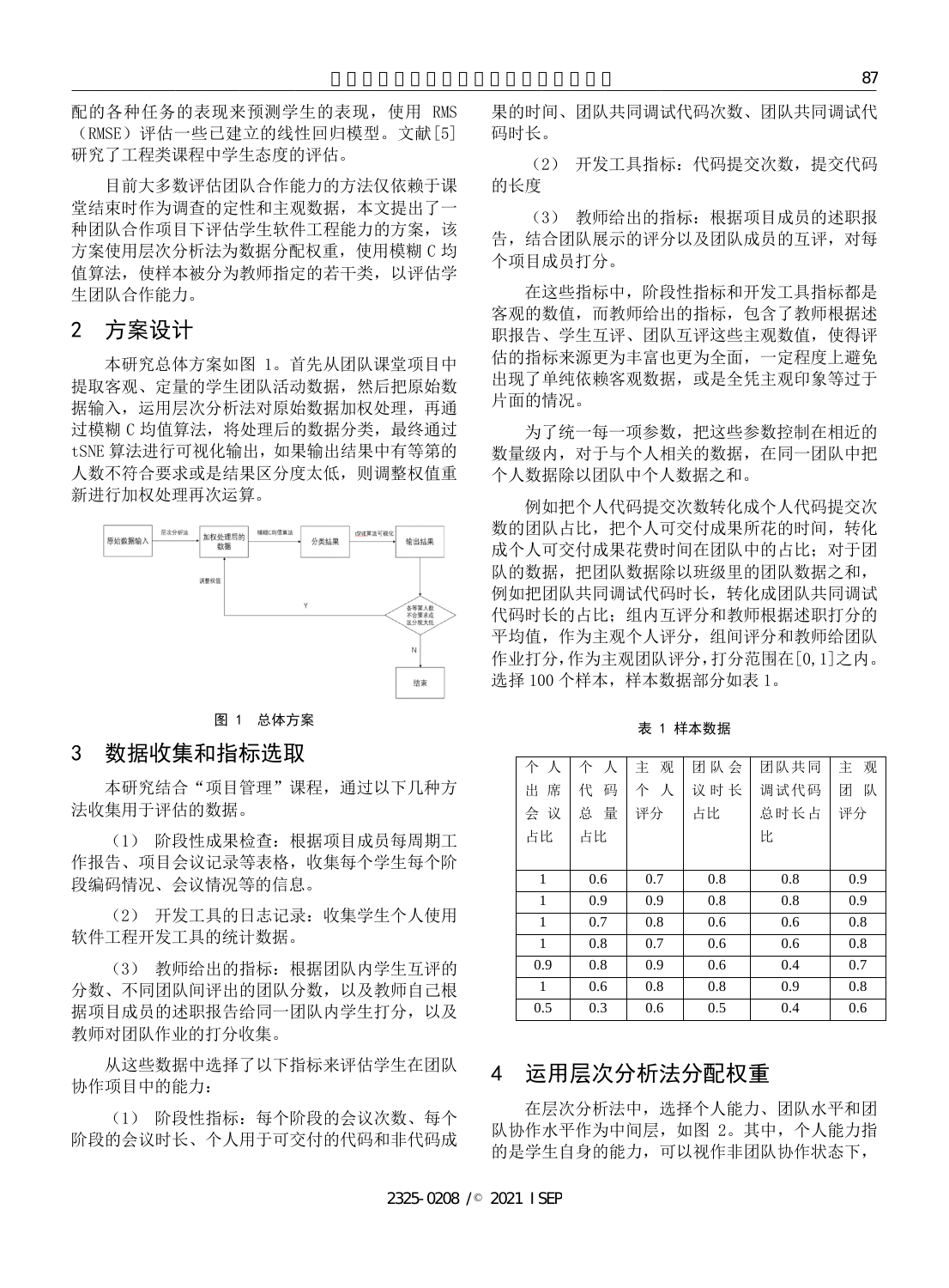配的各种任务的表现来预测学生的表现，使用 RMS（RMSE）评估一些已建立的线性回归模型。文献[5]研究了工程类课程中学生态度的评估。

目前大多数评估团队合作能力的方法仅依赖于课堂结束时作为调查的定性和主观数据，本文提出了一种团队合作项目下评估学生软件工程能力的方案，该方案使用层次分析法为数据分配权重，使用模糊 C 均值算法，使样本被分为教师指定的若干类，以评估学生团队合作能力。

## 2 方案设计

本研究总体方案如图 1。首先从团队课堂项目中提取客观、定量的学生团队活动数据，然后把原始数据输入，运用层次分析法对原始数据加权处理，再通过模糊 C 均值算法，将处理后的数据分类，最终通过 tSNE 算法进行可视化输出，如果输出结果中有等第的人数不符合要求或是结果区分度太低，则调整权值重新进行加权处理再次运算。

图 1 总体方案

## 3 数据收集和指标选取

本研究结合“项目管理”课程，通过以下几种方法收集用于评估的数据。

（1） 阶段性成果检查：根据项目成员每周期工作报告、项目会议记录等表格，收集每个学生每个阶段编码情况、会议情况等的信息。

（2） 开发工具的日志记录：收集学生个人使用软件工程开发工具的统计数据。

（3） 教师给出的指标：根据团队内学生互评的分数、不同团队间评出的团队分数，以及教师自己根据项目成员的述职报告给同一团队内学生打分，以及教师对团队作业的打分收集。

从这些数据中选择了以下指标来评估学生在团队协作项目中的能力：

（1） 阶段性指标：每个阶段的会议次数、每个阶段的会议时长、个人用于可交付的代码和非代码成果的时间、团队共同调试代码次数、团队共同调试代码时长。

（2） 开发工具指标：代码提交次数，提交代码的长度

（3） 教师给出的指标：根据项目成员的述职报告，结合团队展示的评分以及团队成员的互评，对每个项目成员打分。

在这些指标中，阶段性指标和开发工具指标都是客观的数值，而教师给出的指标，包含了教师根据述职报告、学生互评、团队互评这些主观数值，使得评估的指标来源更为丰富也更为全面，一定程度上避免出现了单纯依赖客观数据，或是全凭主观印象等过于片面的情况。

为了统一每一项参数，把这些参数控制在相近的数量级内，对于与个人相关的数据，在同一团队中把个人数据除以团队中个人数据之和。

例如把个人代码提交次数转化成个人代码提交次数的团队占比，把个人可交付成果所花的时间，转化成个人可交付成果花费时间在团队中的占比；对于团队的数据，把团队数据除以班级里的团队数据之和，例如把团队共同调试代码时长，转化成团队共同调试代码时长的占比；组内互评分和教师根据述职打分的平均值，作为主观个人评分，组间评分和教师给团队作业打分，作为主观团队评分，打分范围在[0,1]之内。选择 100 个样本，样本数据部分如表 1。

表 1 样本数据

| 个人出席会议占比 | 个人代码总量占比 | 主观个人评分 | 团队会议时长占比 | 团队共同调试代码总时长占比 | 主观团队评分 |
|---|---|---|---|---|---|
| 1 | 0.6 | 0.7 | 0.8 | 0.8 | 0.9 |
| 1 | 0.9 | 0.9 | 0.8 | 0.8 | 0.9 |
| 1 | 0.7 | 0.8 | 0.6 | 0.6 | 0.8 |
| 1 | 0.8 | 0.7 | 0.6 | 0.6 | 0.8 |
| 0.9 | 0.8 | 0.9 | 0.6 | 0.4 | 0.7 |
| 1 | 0.6 | 0.8 | 0.8 | 0.9 | 0.8 |
| 0.5 | 0.3 | 0.6 | 0.5 | 0.4 | 0.6 |

## 4 运用层次分析法分配权重

在层次分析法中，选择个人能力、团队水平和团队协作水平作为中间层，如图 2。其中，个人能力指的是学生自身的能力，可以视作非团队协作状态下，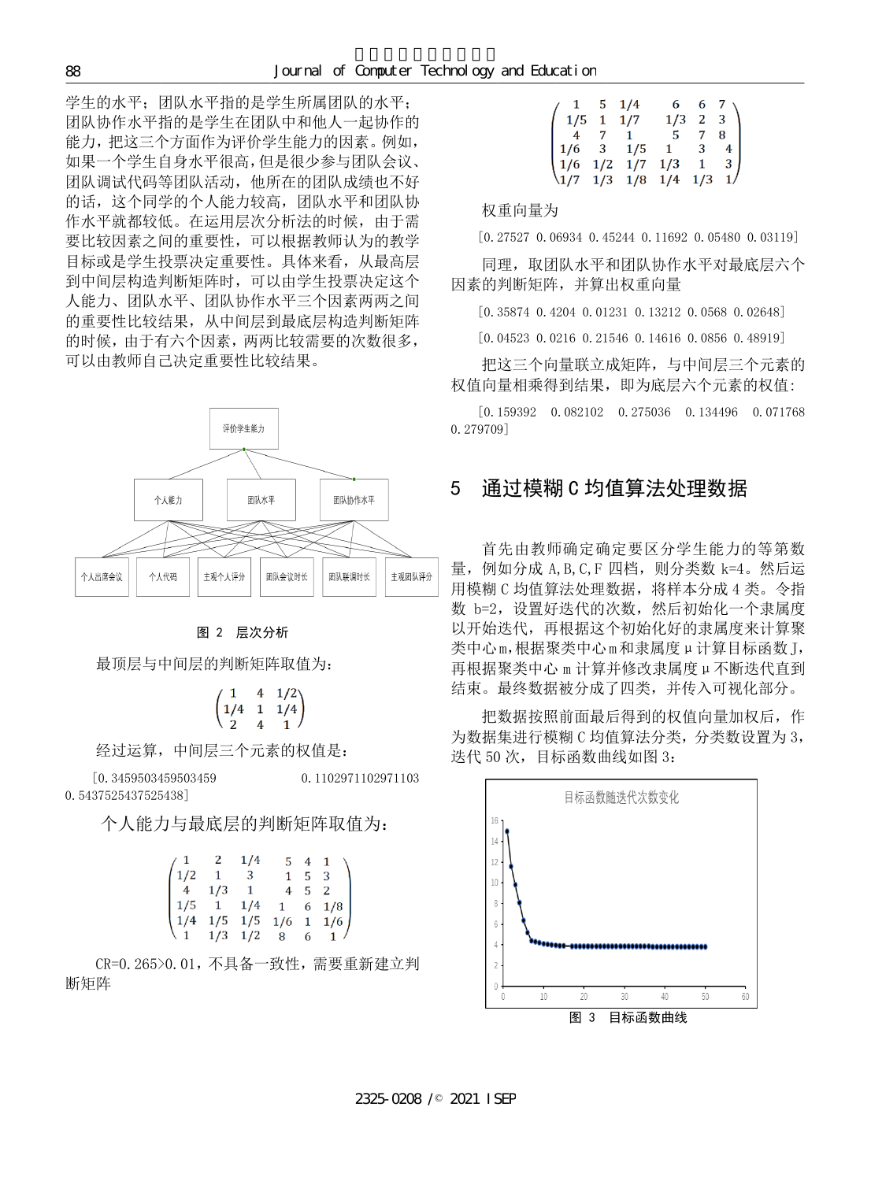学生的水平；团队水平指的是学生所属团队的水平；团队协作水平指的是学生在团队中和他人一起协作的能力，把这三个方面作为评价学生能力的因素。例如，如果一个学生自身水平很高，但是很少参与团队会议、团队调试代码等团队活动，他所在的团队成绩也不好的话，这个同学的个人能力较高，团队水平和团队协作水平就都较低。在运用层次分析法的时候，由于需要比较因素之间的重要性，可以根据教师认为的教学目标或是学生投票决定重要性。具体来看，从最高层到中间层构造判断矩阵时，可以由学生投票决定这个人能力、团队水平、团队协作水平三个因素两两之间的重要性比较结果，从中间层到最底层构造判断矩阵的时候，由于有六个因素，两两比较需要的次数很多，可以由教师自己决定重要性比较结果。

图 2　层次分析

最顶层与中间层的判断矩阵取值为：

$$\begin{pmatrix} 1 & 4 & 1/2 \\ 1/4 & 1 & 1/4 \\ 2 & 4 & 1 \end{pmatrix}$$

经过运算，中间层三个元素的权值是：

[0.3459503459503459　0.1102971102971103　0.5437525437525438]

个人能力与最底层的判断矩阵取值为：

$$\begin{pmatrix} 1 & 2 & 1/4 & 5 & 4 & 1 \\ 1/2 & 1 & 3 & 1 & 5 & 3 \\ 4 & 1/3 & 1 & 4 & 5 & 2 \\ 1/5 & 1 & 1/4 & 1 & 6 & 1/8 \\ 1/4 & 1/5 & 1/5 & 1/6 & 1 & 1/6 \\ 1 & 1/3 & 1/2 & 8 & 6 & 1 \end{pmatrix}$$

CR=0.265>0.01，不具备一致性，需要重新建立判断矩阵

$$\begin{pmatrix} 1 & 5 & 1/4 & 6 & 6 & 7 \\ 1/5 & 1 & 1/7 & 1/3 & 2 & 3 \\ 4 & 7 & 1 & 5 & 7 & 8 \\ 1/6 & 3 & 1/5 & 1 & 3 & 4 \\ 1/6 & 1/2 & 1/7 & 1/3 & 1 & 3 \\ 1/7 & 1/3 & 1/8 & 1/4 & 1/3 & 1 \end{pmatrix}$$

权重向量为

[0.27527 0.06934 0.45244 0.11692 0.05480 0.03119]

同理，取团队水平和团队协作水平对最底层六个因素的判断矩阵，并算出权重向量

[0.35874 0.4204 0.01231 0.13212 0.0568 0.02648]

[0.04523 0.0216 0.21546 0.14616 0.0856 0.48919]

把这三个向量联立成矩阵，与中间层三个元素的权值向量相乘得到结果，即为底层六个元素的权值：

[0.159392　0.082102　0.275036　0.134496　0.071768　0.279709]

## 5　通过模糊 C 均值算法处理数据

首先由教师确定确定要区分学生能力的等第数量，例如分成 A,B,C,F 四档，则分类数 k=4。然后运用模糊 C 均值算法处理数据，将样本分成 4 类。令指数 b=2，设置好迭代的次数，然后初始化一个隶属度以开始迭代，再根据这个初始化好的隶属度来计算聚类中心 m，根据聚类中心 m 和隶属度 μ 计算目标函数 J，再根据聚类中心 m 计算并修改隶属度 μ 不断迭代直到结束。最终数据被分成了四类，并传入可视化部分。

把数据按照前面最后得到的权值向量加权后，作为数据集进行模糊 C 均值算法分类，分类数设置为 3，迭代 50 次，目标函数曲线如图 3：

图 3　目标函数曲线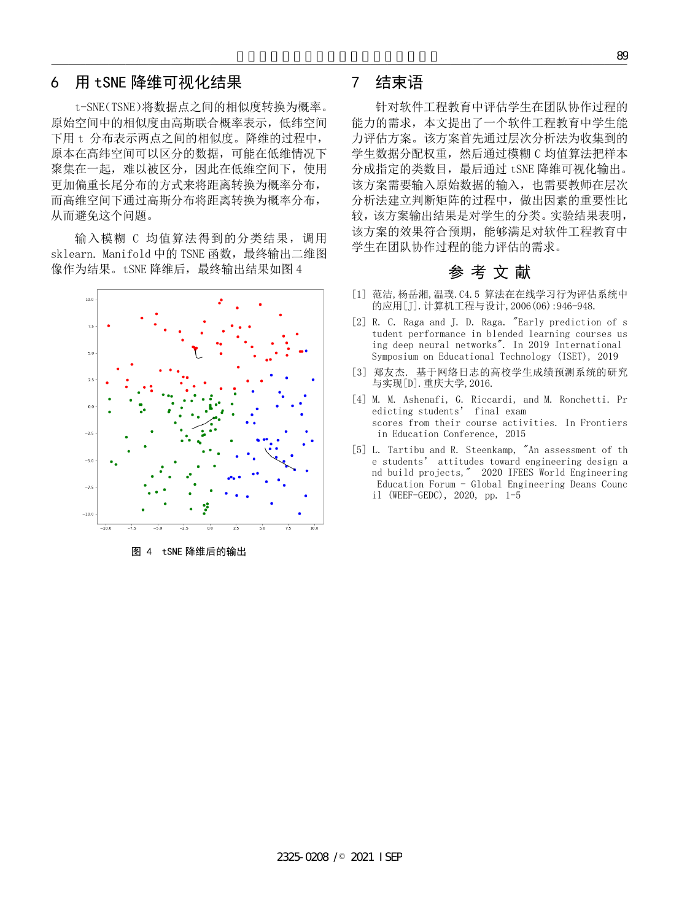## 6 用 tSNE 降维可视化结果

t-SNE(TSNE)将数据点之间的相似度转换为概率。原始空间中的相似度由高斯联合概率表示，低纬空间下用 t 分布表示两点之间的相似度。降维的过程中，原本在高纬空间可以区分的数据，可能在低维情况下聚集在一起，难以被区分，因此在低维空间下，使用更加偏重长尾分布的方式来将距离转换为概率分布，而高维空间下通过高斯分布将距离转换为概率分布，从而避免这个问题。

输入模糊 C 均值算法得到的分类结果，调用 sklearn. Manifold 中的 TSNE 函数，最终输出二维图像作为结果。tSNE 降维后，最终输出结果如图 4

10.0
7.5
5.0
2.5
0.0
−2.5
−5.0
−7.5
−10.0

−10.0 −7.5 −5.0 −2.5 0.0 2.5 5.0 7.5 10.0

图 4 tSNE 降维后的输出

## 7 结束语

针对软件工程教育中评估学生在团队协作过程的能力的需求，本文提出了一个软件工程教育中学生能力评估方案。该方案首先通过层次分析法为收集到的学生数据分配权重，然后通过模糊 C 均值算法把样本分成指定的类数目，最后通过 tSNE 降维可视化输出。该方案需要输入原始数据的输入，也需要教师在层次分析法建立判断矩阵的过程中，做出因素的重要性比较，该方案输出结果是对学生的分类。实验结果表明，该方案的效果符合预期，能够满足对软件工程教育中学生在团队协作过程的能力评估的需求。

## 参 考 文 献

[1] 范洁,杨岳湘,温璞.C4.5 算法在在线学习行为评估系统中的应用[J].计算机工程与设计,2006(06):946-948.

[2] R. C. Raga and J. D. Raga. "Early prediction of student performance in blended learning courses using deep neural networks". In 2019 International Symposium on Educational Technology (ISET), 2019

[3] 郑友杰. 基于网络日志的高校学生成绩预测系统的研究与实现[D].重庆大学,2016.

[4] M. M. Ashenafi, G. Riccardi, and M. Ronchetti. Predicting students' final exam scores from their course activities. In Frontiers in Education Conference, 2015

[5] L. Tartibu and R. Steenkamp, "An assessment of the students' attitudes toward engineering design and build projects," 2020 IFEES World Engineering Education Forum - Global Engineering Deans Council (WEEF-GEDC), 2020, pp. 1-5